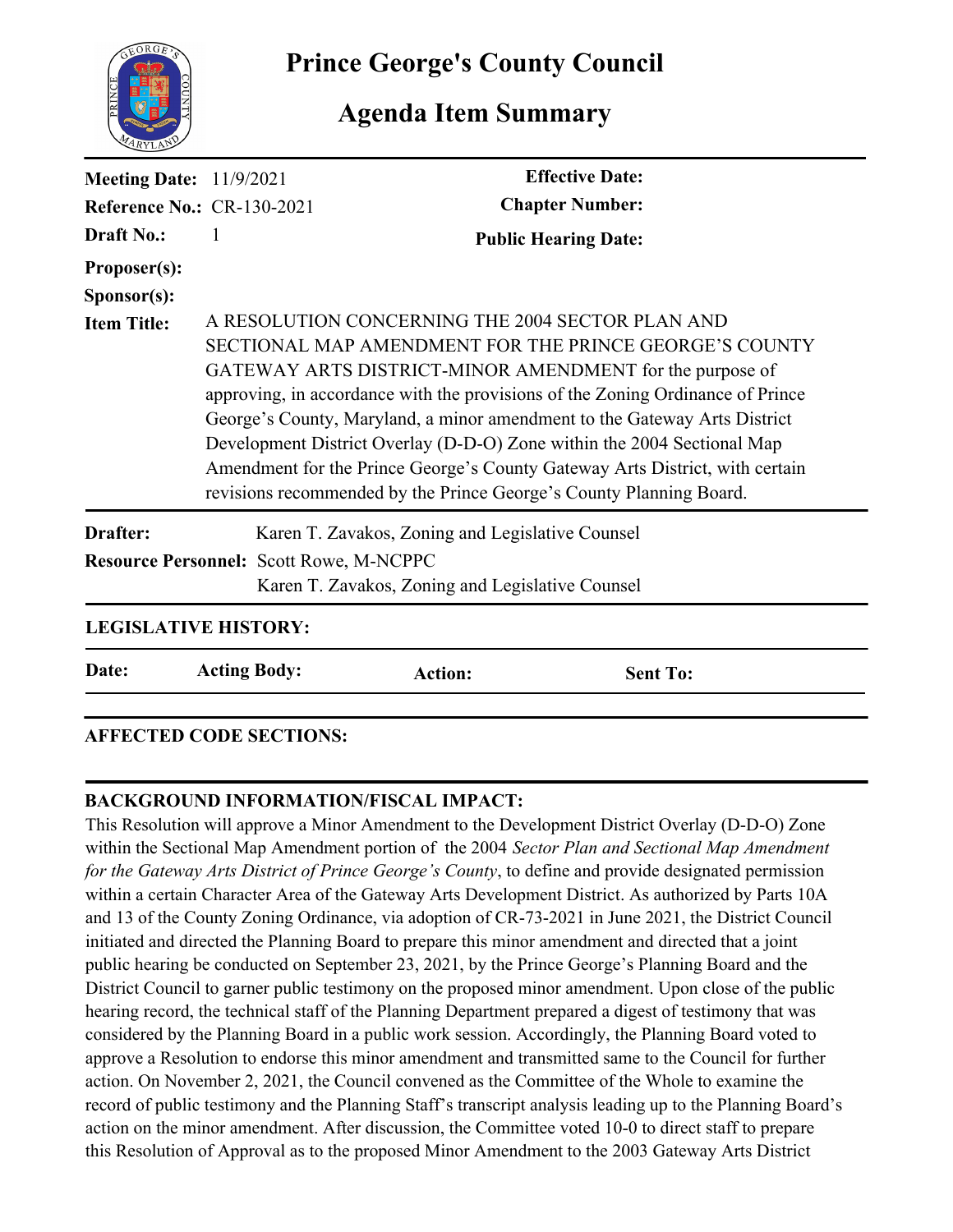# Prince George's County Council

## Agenda Item Summary

**Meeting Date:** 11/9/2021

**Reference No.:** CR-130-2021

**Draft No.:** 1

**Proposer(s):**

**Sponsor(s):**

**Effective Date:**

**Chapter Number:**

**Public Hearing Date:**

**Item Title:** A RESOLUTION CONCERNING THE 2004 SECTOR PLAN AND SECTIONAL MAP AMENDMENT FOR THE PRINCE GEORGE'S COUNTY GATEWAY ARTS DISTRICT-MINOR AMENDMENT for the purpose of approving, in accordance with the provisions of the Zoning Ordinance of Prince George's County, Maryland, a minor amendment to the Gateway Arts District Development District Overlay (D-D-O) Zone within the 2004 Sectional Map Amendment for the Prince George's County Gateway Arts District, with certain revisions recommended by the Prince George's County Planning Board.

**Drafter:** Karen T. Zavakos, Zoning and Legislative Counsel

**Resource Personnel:** Scott Rowe, M-NCPPC
Karen T. Zavakos, Zoning and Legislative Counsel

**LEGISLATIVE HISTORY:**

| Date: | Acting Body: | Action: | Sent To: |
|---|---|---|---|

**AFFECTED CODE SECTIONS:**

**BACKGROUND INFORMATION/FISCAL IMPACT:**

This Resolution will approve a Minor Amendment to the Development District Overlay (D-D-O) Zone within the Sectional Map Amendment portion of the 2004 *Sector Plan and Sectional Map Amendment for the Gateway Arts District of Prince George's County*, to define and provide designated permission within a certain Character Area of the Gateway Arts Development District. As authorized by Parts 10A and 13 of the County Zoning Ordinance, via adoption of CR-73-2021 in June 2021, the District Council initiated and directed the Planning Board to prepare this minor amendment and directed that a joint public hearing be conducted on September 23, 2021, by the Prince George's Planning Board and the District Council to garner public testimony on the proposed minor amendment. Upon close of the public hearing record, the technical staff of the Planning Department prepared a digest of testimony that was considered by the Planning Board in a public work session. Accordingly, the Planning Board voted to approve a Resolution to endorse this minor amendment and transmitted same to the Council for further action. On November 2, 2021, the Council convened as the Committee of the Whole to examine the record of public testimony and the Planning Staff's transcript analysis leading up to the Planning Board's action on the minor amendment. After discussion, the Committee voted 10-0 to direct staff to prepare this Resolution of Approval as to the proposed Minor Amendment to the 2003 Gateway Arts District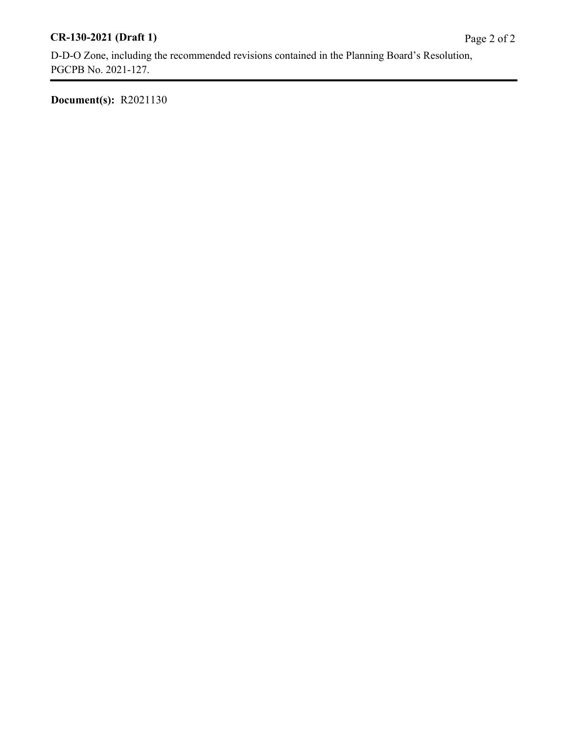D-D-O Zone, including the recommended revisions contained in the Planning Board's Resolution, PGCPB No. 2021-127.

**Document(s):** R2021130